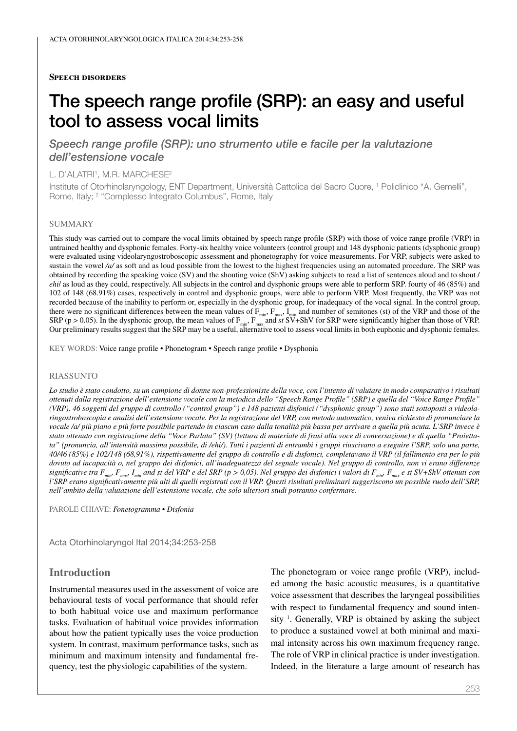**Speech disorders**

# The speech range profile (SRP): an easy and useful tool to assess vocal limits

*Speech range profile (SRP): uno strumento utile e facile per la valutazione dell'estensione vocale*

L. D'ALATRI[1], M.R. MARCHESE[2]

Institute of Otorhinolaryngology, ENT Department, Università Cattolica del Sacro Cuore, [1] Policlinico "A. Gemelli", Rome, Italy; [2] "Complesso Integrato Columbus", Rome, Italy

## SUMMARY

This study was carried out to compare the vocal limits obtained by speech range profile (SRP) with those of voice range profile (VRP) in untrained healthy and dysphonic females. Forty-six healthy voice volunteers (control group) and 148 dysphonic patients (dysphonic group) were evaluated using videolaryngostroboscopic assessment and phonetography for voice measurements. For VRP, subjects were asked to sustain the vowel */a/* as soft and as loud possible from the lowest to the highest frequencies using an automated procedure. The SRP was obtained by recording the speaking voice (SV) and the shouting voice (ShV) asking subjects to read a list of sentences aloud and to shout */ehi/* as loud as they could, respectively. All subjects in the control and dysphonic groups were able to perform SRP. fourty of 46 (85%) and 102 of 148 (68.91%) cases, respectively in control and dysphonic groups, were able to perform VRP. Most frequently, the VRP was not recorded because of the inability to perform or, especially in the dysphonic group, for inadequacy of the vocal signal. In the control group, there were no significant differences between the mean values of $F_{min}$, $F_{max}$, $I_{min}$ and number of semitones (st) of the VRP and those of the SRP ($p > 0.05$). In the dysphonic group, the mean values of $F_{min}$, $F_{max}$ and *st* SV+ShV for SRP were significantly higher than those of VRP. Our preliminary results suggest that the SRP may be a useful, alternative tool to assess vocal limits in both euphonic and dysphonic females.

KEY WORDS: Voice range profile • Phonetogram • Speech range profile • Dysphonia

## RIASSUNTO

*Lo studio è stato condotto, su un campione di donne non-professioniste della voce, con l'intento di valutare in modo comparativo i risultati ottenuti dalla registrazione dell'estensione vocale con la metodica dello "Speech Range Profile" (SRP) e quella del "Voice Range Profile" (VRP). 46 soggetti del gruppo di controllo ("control group") e 148 pazienti disfonici ("dysphonic group") sono stati sottoposti a videolaringostroboscopia e analisi dell'estensione vocale. Per la registrazione del VRP, con metodo automatico, veniva richiesto di pronunciare la vocale /a/ più piano e più forte possibile partendo in ciascun caso dalla tonalità più bassa per arrivare a quella più acuta. L'SRP invece è stato ottenuto con registrazione della "Voce Parlata" (SV) (lettura di materiale di frasi alla voce di conversazione) e di quella "Proiettata" (pronuncia, all'intensità massima possibile, di /ehi/). Tutti i pazienti di entrambi i gruppi riuscivano a eseguire l'SRP, solo una parte, 40/46 (85%) e 102/148 (68,91%), rispettivamente del gruppo di controllo e di disfonici, completavano il VRP (il fallimento era per lo più dovuto ad incapacità o, nel gruppo dei disfonici, all'inadeguatezza del segnale vocale). Nel gruppo di controllo, non vi erano differenze significative tra $F_{min}$, $F_{max}$, $I_{min}$ and st del VRP e del SRP ($p > 0,05$). Nel gruppo dei disfonici i valori di $F_{min}$, $F_{max}$ e st SV+ShV ottenuti con l'SRP erano significativamente più alti di quelli registrati con il VRP. Questi risultati preliminari suggeriscono un possibile ruolo dell'SRP, nell'ambito della valutazione dell'estensione vocale, che solo ulteriori studi potranno confermare.*

PAROLE CHIAVE: *Fonetogramma • Disfonia*

Acta Otorhinolaryngol Ital 2014;34:253-258

## Introduction

Instrumental measures used in the assessment of voice are behavioural tests of vocal performance that should refer to both habitual voice use and maximum performance tasks. Evaluation of habitual voice provides information about how the patient typically uses the voice production system. In contrast, maximum performance tasks, such as minimum and maximum intensity and fundamental frequency, test the physiologic capabilities of the system.

The phonetogram or voice range profile (VRP), included among the basic acoustic measures, is a quantitative voice assessment that describes the laryngeal possibilities with respect to fundamental frequency and sound intensity [1]. Generally, VRP is obtained by asking the subject to produce a sustained vowel at both minimal and maximal intensity across his own maximum frequency range. The role of VRP in clinical practice is under investigation. Indeed, in the literature a large amount of research has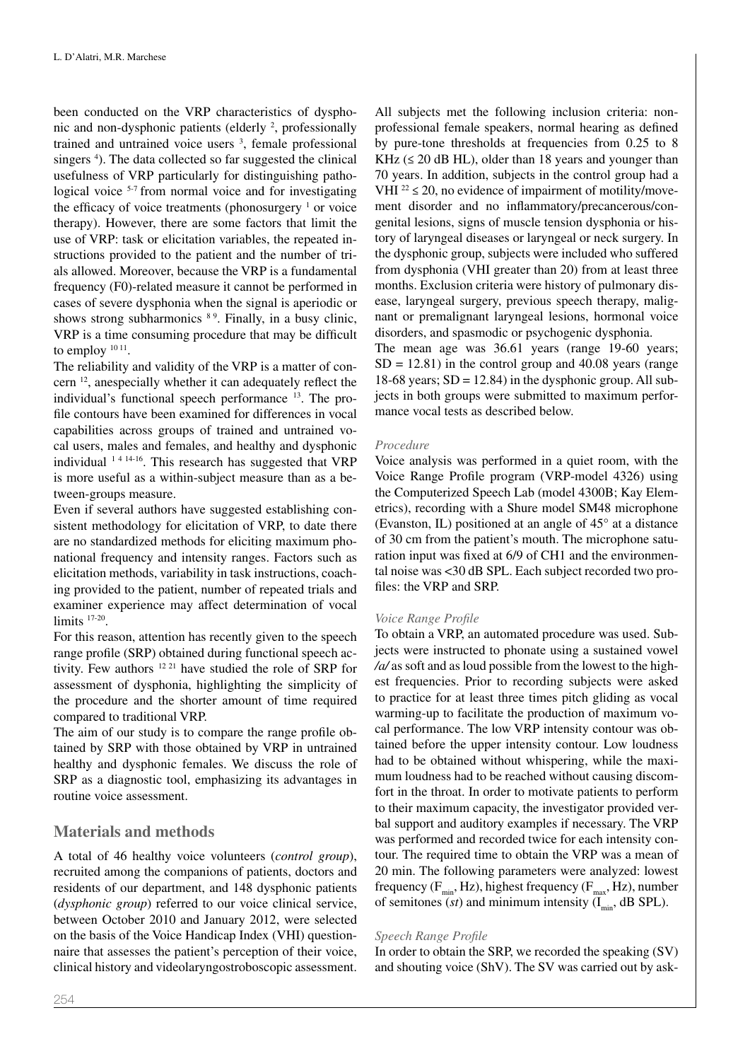been conducted on the VRP characteristics of dysphonic and non-dysphonic patients (elderly [2], professionally trained and untrained voice users [3], female professional singers [4]). The data collected so far suggested the clinical usefulness of VRP particularly for distinguishing pathological voice [5-7] from normal voice and for investigating the efficacy of voice treatments (phonosurgery [1] or voice therapy). However, there are some factors that limit the use of VRP: task or elicitation variables, the repeated instructions provided to the patient and the number of trials allowed. Moreover, because the VRP is a fundamental frequency (F0)-related measure it cannot be performed in cases of severe dysphonia when the signal is aperiodic or shows strong subharmonics [8 9]. Finally, in a busy clinic, VRP is a time consuming procedure that may be difficult to employ [10 11].

The reliability and validity of the VRP is a matter of concern [12], anespecially whether it can adequately reflect the individual's functional speech performance [13]. The profile contours have been examined for differences in vocal capabilities across groups of trained and untrained vocal users, males and females, and healthy and dysphonic individual [1 4 14-16]. This research has suggested that VRP is more useful as a within-subject measure than as a between-groups measure.

Even if several authors have suggested establishing consistent methodology for elicitation of VRP, to date there are no standardized methods for eliciting maximum phonational frequency and intensity ranges. Factors such as elicitation methods, variability in task instructions, coaching provided to the patient, number of repeated trials and examiner experience may affect determination of vocal limits [17-20].

For this reason, attention has recently given to the speech range profile (SRP) obtained during functional speech activity. Few authors [12 21] have studied the role of SRP for assessment of dysphonia, highlighting the simplicity of the procedure and the shorter amount of time required compared to traditional VRP.

The aim of our study is to compare the range profile obtained by SRP with those obtained by VRP in untrained healthy and dysphonic females. We discuss the role of SRP as a diagnostic tool, emphasizing its advantages in routine voice assessment.

## Materials and methods

A total of 46 healthy voice volunteers (*control group*), recruited among the companions of patients, doctors and residents of our department, and 148 dysphonic patients (*dysphonic group*) referred to our voice clinical service, between October 2010 and January 2012, were selected on the basis of the Voice Handicap Index (VHI) questionnaire that assesses the patient's perception of their voice, clinical history and videolaryngostroboscopic assessment. All subjects met the following inclusion criteria: non-professional female speakers, normal hearing as defined by pure-tone thresholds at frequencies from 0.25 to 8 KHz (≤ 20 dB HL), older than 18 years and younger than 70 years. In addition, subjects in the control group had a VHI [22] ≤ 20, no evidence of impairment of motility/movement disorder and no inflammatory/precancerous/congenital lesions, signs of muscle tension dysphonia or history of laryngeal diseases or laryngeal or neck surgery. In the dysphonic group, subjects were included who suffered from dysphonia (VHI greater than 20) from at least three months. Exclusion criteria were history of pulmonary disease, laryngeal surgery, previous speech therapy, malignant or premalignant laryngeal lesions, hormonal voice disorders, and spasmodic or psychogenic dysphonia.

The mean age was 36.61 years (range 19-60 years; SD = 12.81) in the control group and 40.08 years (range 18-68 years; SD = 12.84) in the dysphonic group. All subjects in both groups were submitted to maximum performance vocal tests as described below.

### *Procedure*

Voice analysis was performed in a quiet room, with the Voice Range Profile program (VRP-model 4326) using the Computerized Speech Lab (model 4300B; Kay Elemetrics), recording with a Shure model SM48 microphone (Evanston, IL) positioned at an angle of 45° at a distance of 30 cm from the patient's mouth. The microphone saturation input was fixed at 6/9 of CH1 and the environmental noise was <30 dB SPL. Each subject recorded two profiles: the VRP and SRP.

### *Voice Range Profile*

To obtain a VRP, an automated procedure was used. Subjects were instructed to phonate using a sustained vowel ***/a/*** as soft and as loud possible from the lowest to the highest frequencies. Prior to recording subjects were asked to practice for at least three times pitch gliding as vocal warming-up to facilitate the production of maximum vocal performance. The low VRP intensity contour was obtained before the upper intensity contour. Low loudness had to be obtained without whispering, while the maximum loudness had to be reached without causing discomfort in the throat. In order to motivate patients to perform to their maximum capacity, the investigator provided verbal support and auditory examples if necessary. The VRP was performed and recorded twice for each intensity contour. The required time to obtain the VRP was a mean of 20 min. The following parameters were analyzed: lowest frequency ($F_{min}$, Hz), highest frequency ($F_{max}$, Hz), number of semitones (*st*) and minimum intensity ($I_{min}$, dB SPL).

### *Speech Range Profile*

In order to obtain the SRP, we recorded the speaking (SV) and shouting voice (ShV). The SV was carried out by ask-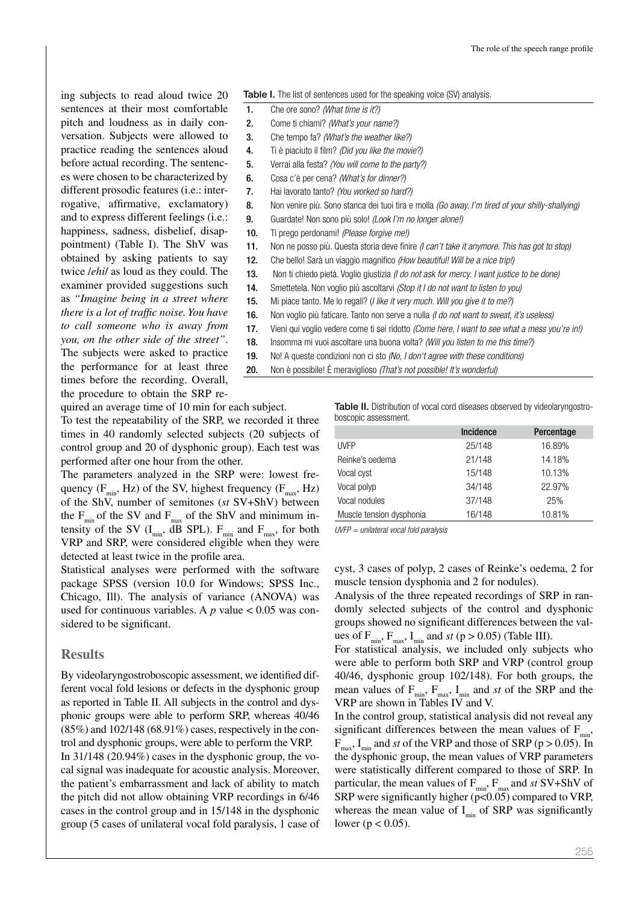ing subjects to read aloud twice 20 sentences at their most comfortable pitch and loudness as in daily conversation. Subjects were allowed to practice reading the sentences aloud before actual recording. The sentences were chosen to be characterized by different prosodic features (i.e.: interrogative, affirmative, exclamatory) and to express different feelings (i.e.: happiness, sadness, disbelief, disappointment) (Table I). The ShV was obtained by asking patients to say twice /*ehi*/ as loud as they could. The examiner provided suggestions such as *"Imagine being in a street where there is a lot of traffic noise. You have to call someone who is away from you, on the other side of the street"*. The subjects were asked to practice the performance for at least three times before the recording. Overall, the procedure to obtain the SRP required an average time of 10 min for each subject.

**Table I.** The list of sentences used for the speaking voice (SV) analysis.

| | |
|---|---|
| **1.** | Che ore sono? *(What time is it?)* |
| **2.** | Come ti chiami? *(What's your name?)* |
| **3.** | Che tempo fa? *(What's the weather like?)* |
| **4.** | Ti è piaciuto il film? *(Did you like the movie?)* |
| **5.** | Verrai alla festa? *(You will come to the party?)* |
| **6.** | Cosa c'è per cena? *(What's for dinner?)* |
| **7.** | Hai lavorato tanto? *(You worked so hard?)* |
| **8.** | Non venire più. Sono stanca dei tuoi tira e molla *(Go away. I'm tired of your shilly-shallying)* |
| **9.** | Guardate! Non sono più solo! *(Look I'm no longer alone!)* |
| **10.** | Ti prego perdonami! *(Please forgive me!)* |
| **11.** | Non ne posso più. Questa storia deve finire *(I can't take it anymore. This has got to stop)* |
| **12.** | Che bello! Sarà un viaggio magnifico *(How beautiful! Will be a nice trip!)* |
| **13.** | Non ti chiedo pietà. Voglio giustizia *(I do not ask for mercy. I want justice to be done)* |
| **14.** | Smettetela. Non voglio più ascoltarvi *(Stop it I do not want to listen to you)* |
| **15.** | Mi piace tanto. Me lo regali? *(I like it very much. Will you give it to me?)* |
| **16.** | Non voglio più faticare. Tanto non serve a nulla *(I do not want to sweat, it's useless)* |
| **17.** | Vieni qui voglio vedere come ti sei ridotto *(Come here, I want to see what a mess you're in!)* |
| **18.** | Insomma mi vuoi ascoltare una buona volta? *(Will you listen to me this time?)* |
| **19.** | No! A queste condizioni non ci sto *(No, I don't agree with these conditions)* |
| **20.** | Non è possibile! È meraviglioso *(That's not possible! It's wonderful)* |

To test the repeatability of the SRP, we recorded it three times in 40 randomly selected subjects (20 subjects of control group and 20 of dysphonic group). Each test was performed after one hour from the other.

The parameters analyzed in the SRP were: lowest frequency ($F_{min}$, Hz) of the SV, highest frequency ($F_{max}$, Hz) of the ShV, number of semitones (*st* SV+ShV) between the $F_{min}$ of the SV and $F_{max}$ of the ShV and minimum intensity of the SV ($I_{min}$, dB SPL). $F_{min}$ and $F_{max}$, for both VRP and SRP, were considered eligible when they were detected at least twice in the profile area.

Statistical analyses were performed with the software package SPSS (version 10.0 for Windows; SPSS Inc., Chicago, Ill). The analysis of variance (ANOVA) was used for continuous variables. A $p$ value $< 0.05$ was considered to be significant.

## Results

By videolaryngostroboscopic assessment, we identified different vocal fold lesions or defects in the dysphonic group as reported in Table II. All subjects in the control and dysphonic groups were able to perform SRP, whereas 40/46 (85%) and 102/148 (68.91%) cases, respectively in the control and dysphonic groups, were able to perform the VRP.

**Table II.** Distribution of vocal cord diseases observed by videolaryngostroboscopic assessment.

| | Incidence | Percentage |
|---|---|---|
| UVFP | 25/148 | 16.89% |
| Reinke's oedema | 21/148 | 14.18% |
| Vocal cyst | 15/148 | 10.13% |
| Vocal polyp | 34/148 | 22.97% |
| Vocal nodules | 37/148 | 25% |
| Muscle tension dysphonia | 16/148 | 10.81% |

*UVFP = unilateral vocal fold paralysis*

In 31/148 (20.94%) cases in the dysphonic group, the vocal signal was inadequate for acoustic analysis. Moreover, the patient's embarrassment and lack of ability to match the pitch did not allow obtaining VRP recordings in 6/46 cases in the control group and in 15/148 in the dysphonic group (5 cases of unilateral vocal fold paralysis, 1 case of cyst, 3 cases of polyp, 2 cases of Reinke's oedema, 2 for muscle tension dysphonia and 2 for nodules).

Analysis of the three repeated recordings of SRP in randomly selected subjects of the control and dysphonic groups showed no significant differences between the values of $F_{min}$, $F_{max}$, $I_{min}$ and *st* ($p > 0.05$) (Table III).

For statistical analysis, we included only subjects who were able to perform both SRP and VRP (control group 40/46, dysphonic group 102/148). For both groups, the mean values of $F_{min}$, $F_{max}$, $I_{min}$ and *st* of the SRP and the VRP are shown in Tables IV and V.

In the control group, statistical analysis did not reveal any significant differences between the mean values of $F_{min}$, $F_{max}$, $I_{min}$ and *st* of the VRP and those of SRP ($p > 0.05$). In the dysphonic group, the mean values of VRP parameters were statistically different compared to those of SRP. In particular, the mean values of $F_{min}$, $F_{max}$ and *st* SV+ShV of SRP were significantly higher ($p<0.05$) compared to VRP, whereas the mean value of $I_{min}$ of SRP was significantly lower ($p < 0.05$).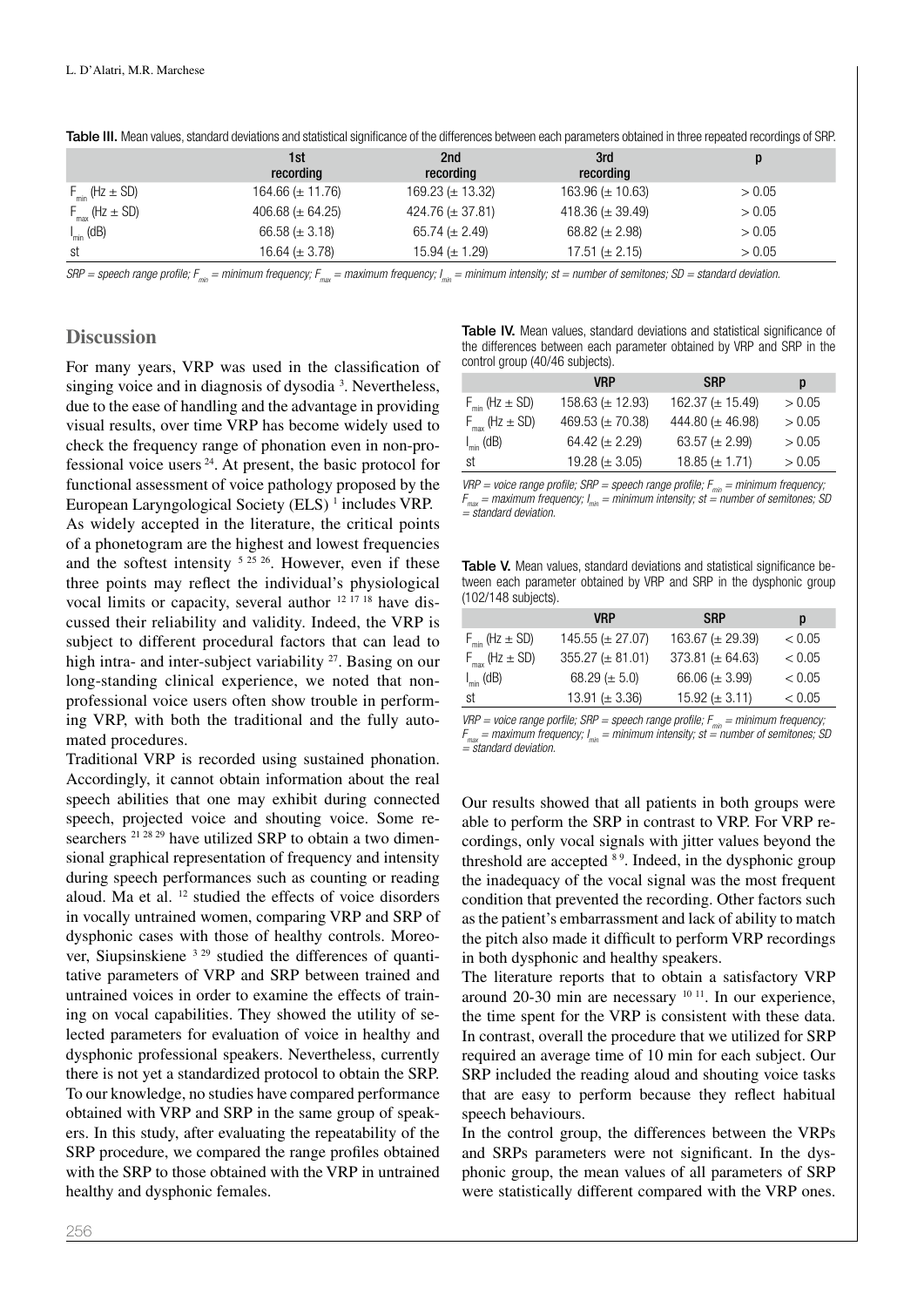**Table III.** Mean values, standard deviations and statistical significance of the differences between each parameters obtained in three repeated recordings of SRP.

| | 1st recording | 2nd recording | 3rd recording | p |
|---|---|---|---|---|
| $F_{min}$ (Hz ± SD) | 164.66 (± 11.76) | 169.23 (± 13.32) | 163.96 (± 10.63) | > 0.05 |
| $F_{max}$ (Hz ± SD) | 406.68 (± 64.25) | 424.76 (± 37.81) | 418.36 (± 39.49) | > 0.05 |
| $I_{min}$ (dB) | 66.58 (± 3.18) | 65.74 (± 2.49) | 68.82 (± 2.98) | > 0.05 |
| st | 16.64 (± 3.78) | 15.94 (± 1.29) | 17.51 (± 2.15) | > 0.05 |

*SRP = speech range profile; $F_{min}$ = minimum frequency; $F_{max}$ = maximum frequency; $I_{min}$ = minimum intensity; st = number of semitones; SD = standard deviation.*

## Discussion

For many years, VRP was used in the classification of singing voice and in diagnosis of dysodia [3]. Nevertheless, due to the ease of handling and the advantage in providing visual results, over time VRP has become widely used to check the frequency range of phonation even in non-professional voice users [24]. At present, the basic protocol for functional assessment of voice pathology proposed by the European Laryngological Society (ELS) [1] includes VRP.

As widely accepted in the literature, the critical points of a phonetogram are the highest and lowest frequencies and the softest intensity [5 25 26]. However, even if these three points may reflect the individual's physiological vocal limits or capacity, several author [12 17 18] have discussed their reliability and validity. Indeed, the VRP is subject to different procedural factors that can lead to high intra- and inter-subject variability [27]. Basing on our long-standing clinical experience, we noted that non-professional voice users often show trouble in performing VRP, with both the traditional and the fully automated procedures.

Traditional VRP is recorded using sustained phonation. Accordingly, it cannot obtain information about the real speech abilities that one may exhibit during connected speech, projected voice and shouting voice. Some researchers [21 28 29] have utilized SRP to obtain a two dimensional graphical representation of frequency and intensity during speech performances such as counting or reading aloud. Ma et al. [12] studied the effects of voice disorders in vocally untrained women, comparing VRP and SRP of dysphonic cases with those of healthy controls. Moreover, Siupsinskiene [3 29] studied the differences of quantitative parameters of VRP and SRP between trained and untrained voices in order to examine the effects of training on vocal capabilities. They showed the utility of selected parameters for evaluation of voice in healthy and dysphonic professional speakers. Nevertheless, currently there is not yet a standardized protocol to obtain the SRP. To our knowledge, no studies have compared performance obtained with VRP and SRP in the same group of speakers. In this study, after evaluating the repeatability of the SRP procedure, we compared the range profiles obtained with the SRP to those obtained with the VRP in untrained healthy and dysphonic females.

**Table IV.** Mean values, standard deviations and statistical significance of the differences between each parameter obtained by VRP and SRP in the control group (40/46 subjects).

| | VRP | SRP | p |
|---|---|---|---|
| $F_{min}$ (Hz ± SD) | 158.63 (± 12.93) | 162.37 (± 15.49) | > 0.05 |
| $F_{max}$ (Hz ± SD) | 469.53 (± 70.38) | 444.80 (± 46.98) | > 0.05 |
| $I_{min}$ (dB) | 64.42 (± 2.29) | 63.57 (± 2.99) | > 0.05 |
| st | 19.28 (± 3.05) | 18.85 (± 1.71) | > 0.05 |

*VRP = voice range porfile; SRP = speech range profile; $F_{min}$ = minimum frequency; $F_{max}$ = maximum frequency; $I_{min}$ = minimum intensity; st = number of semitones; SD = standard deviation.*

**Table V.** Mean values, standard deviations and statistical significance between each parameter obtained by VRP and SRP in the dysphonic group (102/148 subjects).

| | VRP | SRP | p |
|---|---|---|---|
| $F_{min}$ (Hz ± SD) | 145.55 (± 27.07) | 163.67 (± 29.39) | < 0.05 |
| $F_{max}$ (Hz ± SD) | 355.27 (± 81.01) | 373.81 (± 64.63) | < 0.05 |
| $I_{min}$ (dB) | 68.29 (± 5.0) | 66.06 (± 3.99) | < 0.05 |
| st | 13.91 (± 3.36) | 15.92 (± 3.11) | < 0.05 |

*VRP = voice range porfile; SRP = speech range profile; $F_{min}$ = minimum frequency; $F_{max}$ = maximum frequency; $I_{min}$ = minimum intensity; st = number of semitones; SD = standard deviation.*

Our results showed that all patients in both groups were able to perform the SRP in contrast to VRP. For VRP recordings, only vocal signals with jitter values beyond the threshold are accepted [8 9]. Indeed, in the dysphonic group the inadequacy of the vocal signal was the most frequent condition that prevented the recording. Other factors such as the patient's embarrassment and lack of ability to match the pitch also made it difficult to perform VRP recordings in both dysphonic and healthy speakers.

The literature reports that to obtain a satisfactory VRP around 20-30 min are necessary [10 11]. In our experience, the time spent for the VRP is consistent with these data. In contrast, overall the procedure that we utilized for SRP required an average time of 10 min for each subject. Our SRP included the reading aloud and shouting voice tasks that are easy to perform because they reflect habitual speech behaviours.

In the control group, the differences between the VRPs and SRPs parameters were not significant. In the dysphonic group, the mean values of all parameters of SRP were statistically different compared with the VRP ones.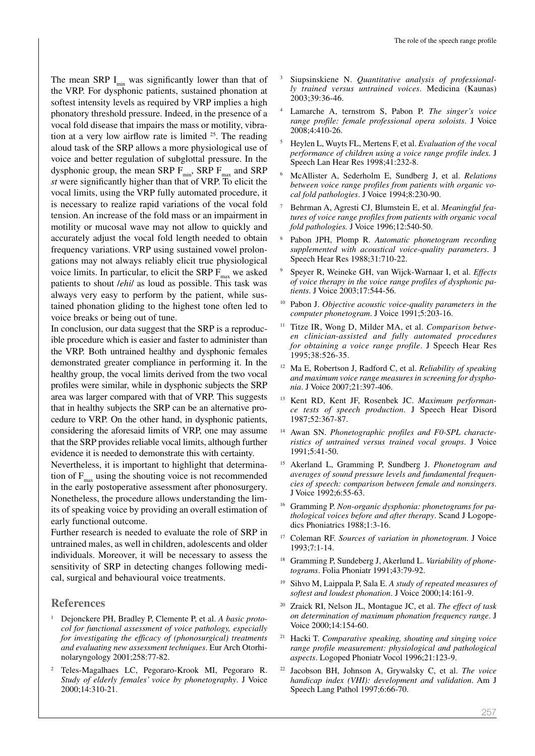The mean SRP $I_{min}$ was significantly lower than that of the VRP. For dysphonic patients, sustained phonation at softest intensity levels as required by VRP implies a high phonatory threshold pressure. Indeed, in the presence of a vocal fold disease that impairs the mass or motility, vibration at a very low airflow rate is limited [25]. The reading aloud task of the SRP allows a more physiological use of voice and better regulation of subglottal pressure. In the dysphonic group, the mean SRP $F_{min}$, SRP $F_{max}$ and SRP *st* were significantly higher than that of VRP. To elicit the vocal limits, using the VRP fully automated procedure, it is necessary to realize rapid variations of the vocal fold tension. An increase of the fold mass or an impairment in motility or mucosal wave may not allow to quickly and accurately adjust the vocal fold length needed to obtain frequency variations. VRP using sustained vowel prolongations may not always reliably elicit true physiological voice limits. In particular, to elicit the SRP $F_{max}$ we asked patients to shout /*ehi*/ as loud as possible. This task was always very easy to perform by the patient, while sustained phonation gliding to the highest tone often led to voice breaks or being out of tune.

In conclusion, our data suggest that the SRP is a reproducible procedure which is easier and faster to administer than the VRP. Both untrained healthy and dysphonic females demonstrated greater compliance in performing it. In the healthy group, the vocal limits derived from the two vocal profiles were similar, while in dysphonic subjects the SRP area was larger compared with that of VRP. This suggests that in healthy subjects the SRP can be an alternative procedure to VRP. On the other hand, in dysphonic patients, considering the aforesaid limits of VRP, one may assume that the SRP provides reliable vocal limits, although further evidence it is needed to demonstrate this with certainty.

Nevertheless, it is important to highlight that determination of $F_{max}$ using the shouting voice is not recommended in the early postoperative assessment after phonosurgery. Nonetheless, the procedure allows understanding the limits of speaking voice by providing an overall estimation of early functional outcome.

Further research is needed to evaluate the role of SRP in untrained males, as well in children, adolescents and older individuals. Moreover, it will be necessary to assess the sensitivity of SRP in detecting changes following medical, surgical and behavioural voice treatments.

## References

1. Dejonckere PH, Bradley P, Clemente P, et al. *A basic protocol for functional assessment of voice pathology, especially for investigating the efficacy of (phonosurgical) treatments and evaluating new assessment techniques*. Eur Arch Otorhinolaryngology 2001;258:77-82.
2. Teles-Magalhaes LC, Pegoraro-Krook MI, Pegoraro R. *Study of elderly females' voice by phonetography*. J Voice 2000;14:310-21.
3. Siupsinskiene N. *Quantitative analysis of professionally trained versus untrained voices*. Medicina (Kaunas) 2003;39:36-46.
4. Lamarche A, ternstrom S, Pabon P. *The singer's voice range profile: female professional opera soloists*. J Voice 2008;4:410-26.
5. Heylen L, Wuyts FL, Mertens F, et al. *Evaluation of the vocal performance of children using a voice range profile index.* J Speech Lan Hear Res 1998;41:232-8.
6. McAllister A, Sederholm E, Sundberg J, et al. *Relations between voice range profiles from patients with organic vocal fold pathologies*. J Voice 1994;8:230-90.
7. Behrman A, Agresti CJ, Blumstein E, et al. *Meaningful features of voice range profiles from patients with organic vocal fold pathologies.* J Voice 1996;12:540-50.
8. Pabon JPH, Plomp R. *Automatic phonetogram recording supplemented with acoustical voice-quality parameters*. J Speech Hear Res 1988;31:710-22.
9. Speyer R, Weineke GH, van Wijck-Warnaar I, et al. *Effects of voice therapy in the voice range profiles of dysphonic patients*. J Voice 2003;17:544-56.
10. Pabon J. *Objective acoustic voice-quality parameters in the computer phonetogram*. J Voice 1991;5:203-16.
11. Titze IR, Wong D, Milder MA, et al. *Comparison between clinician-assisted and fully automated procedures for obtaining a voice range profile*. J Speech Hear Res 1995;38:526-35.
12. Ma E, Robertson J, Radford C, et al. *Reliability of speaking and maximum voice range measures in screening for dysphonia*. J Voice 2007;21:397-406.
13. Kent RD, Kent JF, Rosenbek JC. *Maximum performance tests of speech production*. J Speech Hear Disord 1987;52:367-87.
14. Awan SN. *Phonetographic profiles and F0-SPL characteristics of untrained versus trained vocal groups*. J Voice 1991;5:41-50.
15. Akerland L, Gramming P, Sundberg J. *Phonetogram and averages of sound pressure levels and fundamental frequencies of speech: comparison between female and nonsingers*. J Voice 1992;6:55-63.
16. Gramming P. *Non-organic dysphonia: phonetograms for pathological voices before and after therapy*. Scand J Logopedics Phoniatrics 1988;1:3-16.
17. Coleman RF. *Sources of variation in phonetogram*. J Voice 1993;7:1-14.
18. Gramming P, Sundeberg J, Akerlund L. *Variability of phonetograms*. Folia Phoniatr 1991;43:79-92.
19. Sihvo M, Laippala P, Sala E. *A study of repeated measures of softest and loudest phonation*. J Voice 2000;14:161-9.
20. Zraick RI, Nelson JL, Montague JC, et al. *The effect of task on determination of maximum phonation frequency range*. J Voice 2000;14:154-60.
21. Hacki T. *Comparative speaking, shouting and singing voice range profile measurement: physiological and pathological aspects*. Logoped Phoniatr Vocol 1996;21:123-9.
22. Jacobson BH, Johnson A, Grywalsky C, et al. *The voice handicap index (VHI): development and validation*. Am J Speech Lang Pathol 1997;6:66-70.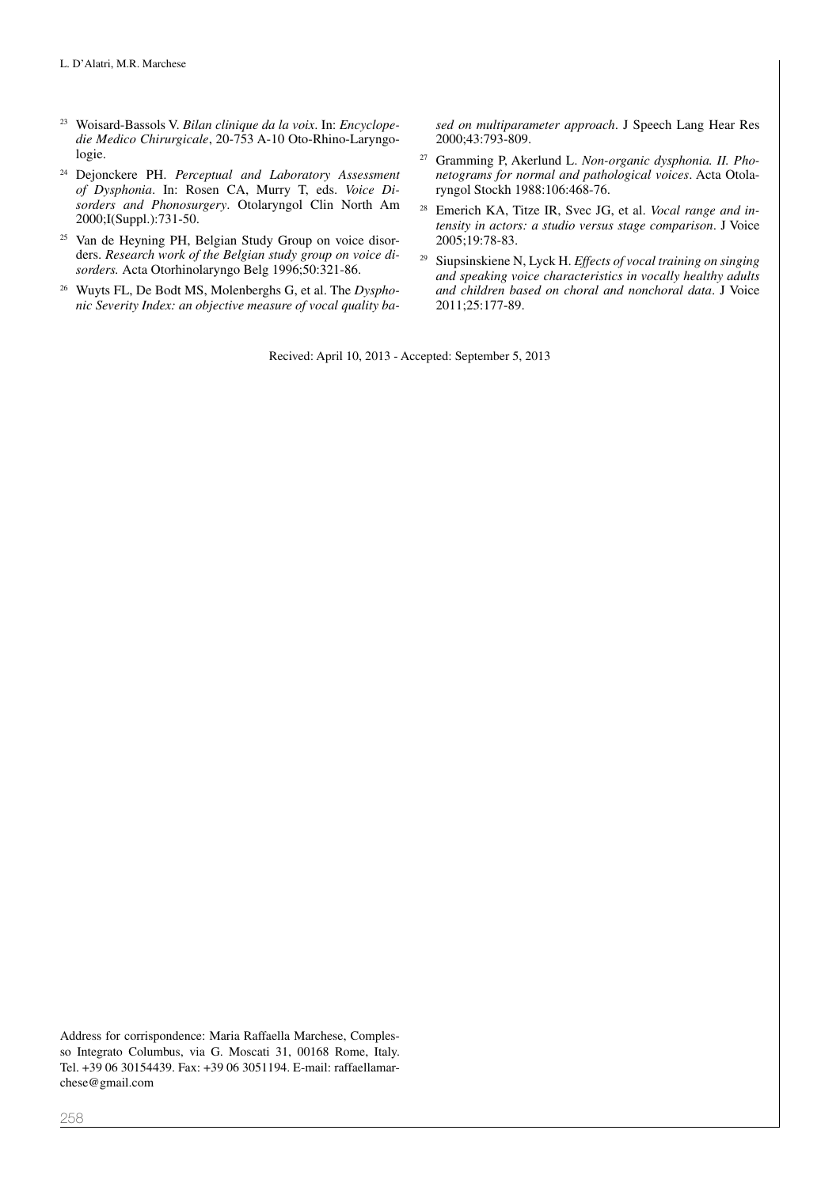23. Woisard-Bassols V. *Bilan clinique da la voix*. In: *Encyclopedie Medico Chirurgicale*, 20-753 A-10 Oto-Rhino-Laryngologie.
24. Dejonckere PH. *Perceptual and Laboratory Assessment of Dysphonia*. In: Rosen CA, Murry T, eds. *Voice Disorders and Phonosurgery*. Otolaryngol Clin North Am 2000;I(Suppl.):731-50.
25. Van de Heyning PH, Belgian Study Group on voice disorders. *Research work of the Belgian study group on voice disorders.* Acta Otorhinolaryngo Belg 1996;50:321-86.
26. Wuyts FL, De Bodt MS, Molenberghs G, et al. The *Dysphonic Severity Index: an objective measure of vocal quality based on multiparameter approach*. J Speech Lang Hear Res 2000;43:793-809.
27. Gramming P, Akerlund L. *Non-organic dysphonia. II. Phonetograms for normal and pathological voices*. Acta Otolaryngol Stockh 1988:106:468-76.
28. Emerich KA, Titze IR, Svec JG, et al. *Vocal range and intensity in actors: a studio versus stage comparison*. J Voice 2005;19:78-83.
29. Siupsinskiene N, Lyck H. *Effects of vocal training on singing and speaking voice characteristics in vocally healthy adults and children based on choral and nonchoral data*. J Voice 2011;25:177-89.

Recived: April 10, 2013 - Accepted: September 5, 2013

Address for corrispondence: Maria Raffaella Marchese, Complesso Integrato Columbus, via G. Moscati 31, 00168 Rome, Italy. Tel. +39 06 30154439. Fax: +39 06 3051194. E-mail: raffaellamarchese@gmail.com